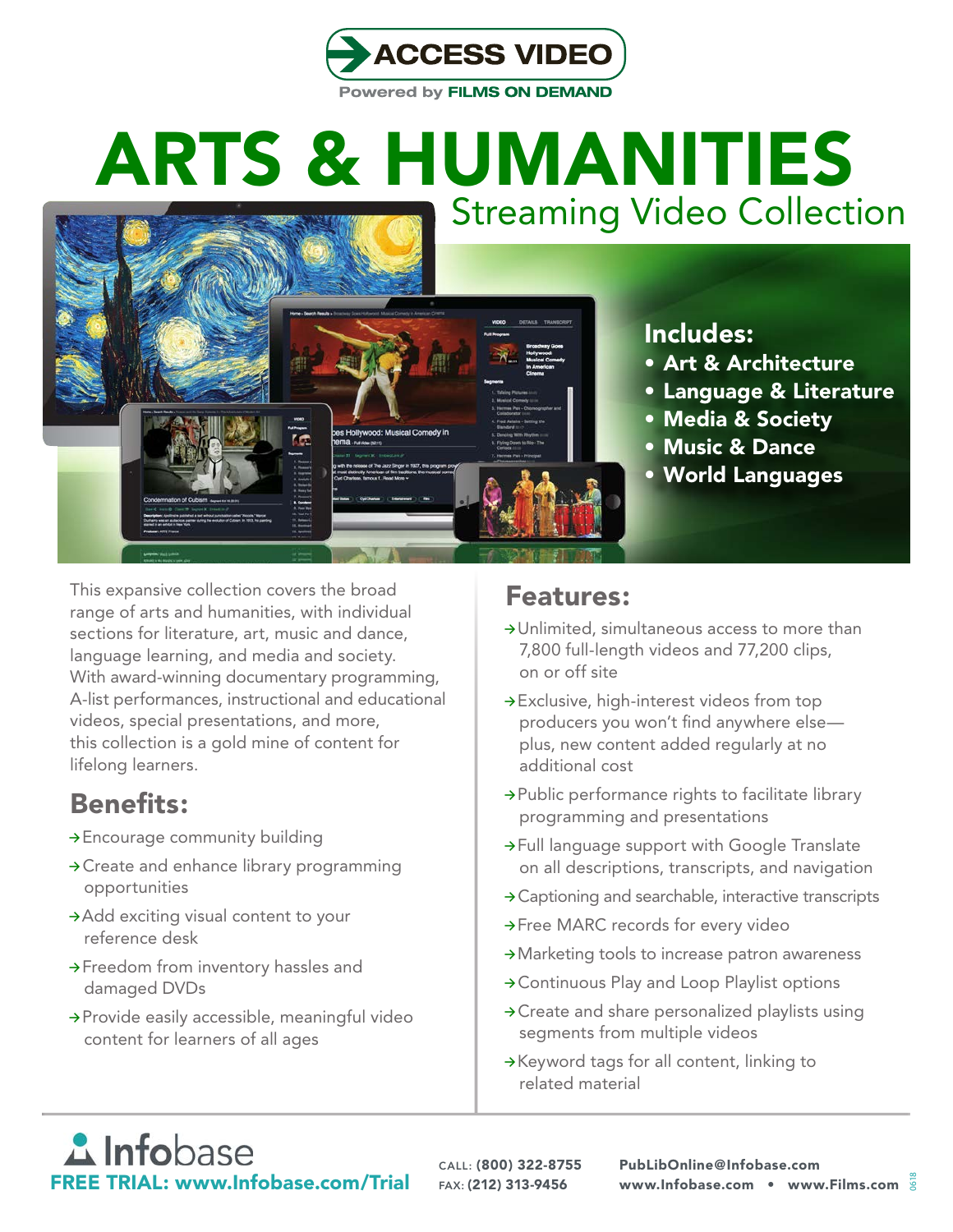ACCESS VIDEO

Powered by FILMS ON DEMAND

# ARTS & HUMANITIES

## Streaming Video Collection

**Includes:**

- Art & Architecture
- Language & Literature
- Media & Society
- Music & Dance
- World Languages

This expansive collection covers the broad range of arts and humanities, with individual sections for literature, art, music and dance, language learning, and media and society. With award-winning documentary programming, A-list performances, instructional and educational videos, special presentations, and more, this collection is a gold mine of content for lifelong learners.

## Benefits:

→ Encourage community building

→ Create and enhance library programming opportunities

→ Add exciting visual content to your reference desk

→ Freedom from inventory hassles and damaged DVDs

→ Provide easily accessible, meaningful video content for learners of all ages

## Features:

→ Unlimited, simultaneous access to more than 7,800 full-length videos and 77,200 clips, on or off site

→ Exclusive, high-interest videos from top producers you won't find anywhere else—plus, new content added regularly at no additional cost

→ Public performance rights to facilitate library programming and presentations

→ Full language support with Google Translate on all descriptions, transcripts, and navigation

→ Captioning and searchable, interactive transcripts

→ Free MARC records for every video

→ Marketing tools to increase patron awareness

→ Continuous Play and Loop Playlist options

→ Create and share personalized playlists using segments from multiple videos

→ Keyword tags for all content, linking to related material

Infobase

FREE TRIAL: www.Infobase.com/Trial

CALL: **(800) 322-8755**
FAX: **(212) 313-9456**

**PubLibOnline@Infobase.com**
**www.Infobase.com • www.Films.com**

0618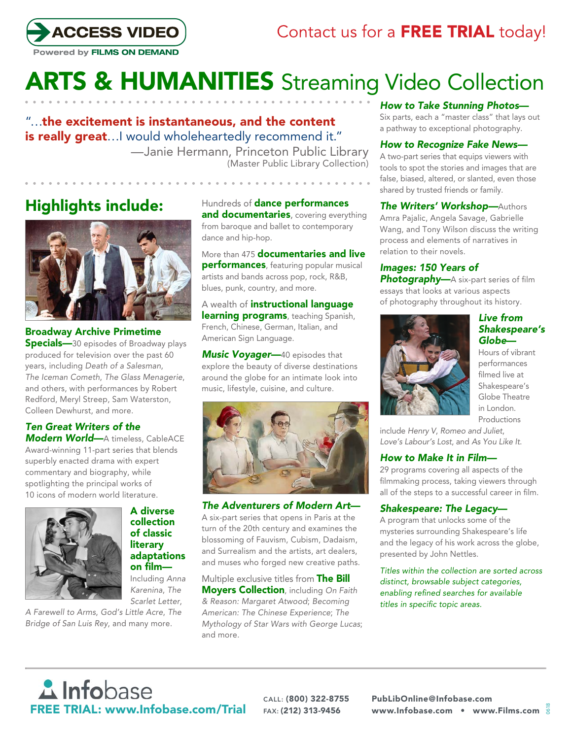ACCESS VIDEO

Powered by FILMS ON DEMAND

Contact us for a **FREE TRIAL** today!

# ARTS & HUMANITIES Streaming Video Collection

"…**the excitement is instantaneous, and the content is really great**…I would wholeheartedly recommend it."

—Janie Hermann, Princeton Public Library
(Master Public Library Collection)

## Highlights include:

***Broadway Archive Primetime Specials***—30 episodes of Broadway plays produced for television over the past 60 years, including *Death of a Salesman*, *The Iceman Cometh*, *The Glass Menagerie*, and others, with performances by Robert Redford, Meryl Streep, Sam Waterston, Colleen Dewhurst, and more.

***Ten Great Writers of the Modern World***—A timeless, CableACE Award-winning 11-part series that blends superbly enacted drama with expert commentary and biography, while spotlighting the principal works of 10 icons of modern world literature.

**A diverse collection of classic literary adaptations on film**—Including *Anna Karenina*, *The Scarlet Letter*, *A Farewell to Arms*, *God's Little Acre*, *The Bridge of San Luis Rey*, and many more.

Hundreds of **dance performances and documentaries**, covering everything from baroque and ballet to contemporary dance and hip-hop.

More than 475 **documentaries and live performances**, featuring popular musical artists and bands across pop, rock, R&B, blues, punk, country, and more.

A wealth of **instructional language learning programs**, teaching Spanish, French, Chinese, German, Italian, and American Sign Language.

***Music Voyager***—40 episodes that explore the beauty of diverse destinations around the globe for an intimate look into music, lifestyle, cuisine, and culture.

***The Adventurers of Modern Art***—A six-part series that opens in Paris at the turn of the 20th century and examines the blossoming of Fauvism, Cubism, Dadaism, and Surrealism and the artists, art dealers, and muses who forged new creative paths.

Multiple exclusive titles from **The Bill Moyers Collection**, including *On Faith & Reason: Margaret Atwood*; *Becoming American: The Chinese Experience*; *The Mythology of Star Wars with George Lucas*; and more.

***How to Take Stunning Photos***—Six parts, each a "master class" that lays out a pathway to exceptional photography.

***How to Recognize Fake News***—A two-part series that equips viewers with tools to spot the stories and images that are false, biased, altered, or slanted, even those shared by trusted friends or family.

***The Writers' Workshop***—Authors Amra Pajalic, Angela Savage, Gabrielle Wang, and Tony Wilson discuss the writing process and elements of narratives in relation to their novels.

***Images: 150 Years of Photography***—A six-part series of film essays that looks at various aspects of photography throughout its history.

***Live from Shakespeare's Globe***—Hours of vibrant performances filmed live at Shakespeare's Globe Theatre in London. Productions include *Henry V*, *Romeo and Juliet*, *Love's Labour's Lost*, and *As You Like It*.

***How to Make It in Film***—29 programs covering all aspects of the filmmaking process, taking viewers through all of the steps to a successful career in film.

***Shakespeare: The Legacy***—A program that unlocks some of the mysteries surrounding Shakespeare's life and the legacy of his work across the globe, presented by John Nettles.

*Titles within the collection are sorted across distinct, browsable subject categories, enabling refined searches for available titles in specific topic areas.*

Infobase

FREE TRIAL: www.Infobase.com/Trial

CALL: **(800) 322-8755**
FAX: **(212) 313-9456**

**PubLibOnline@Infobase.com**
**www.Infobase.com • www.Films.com**